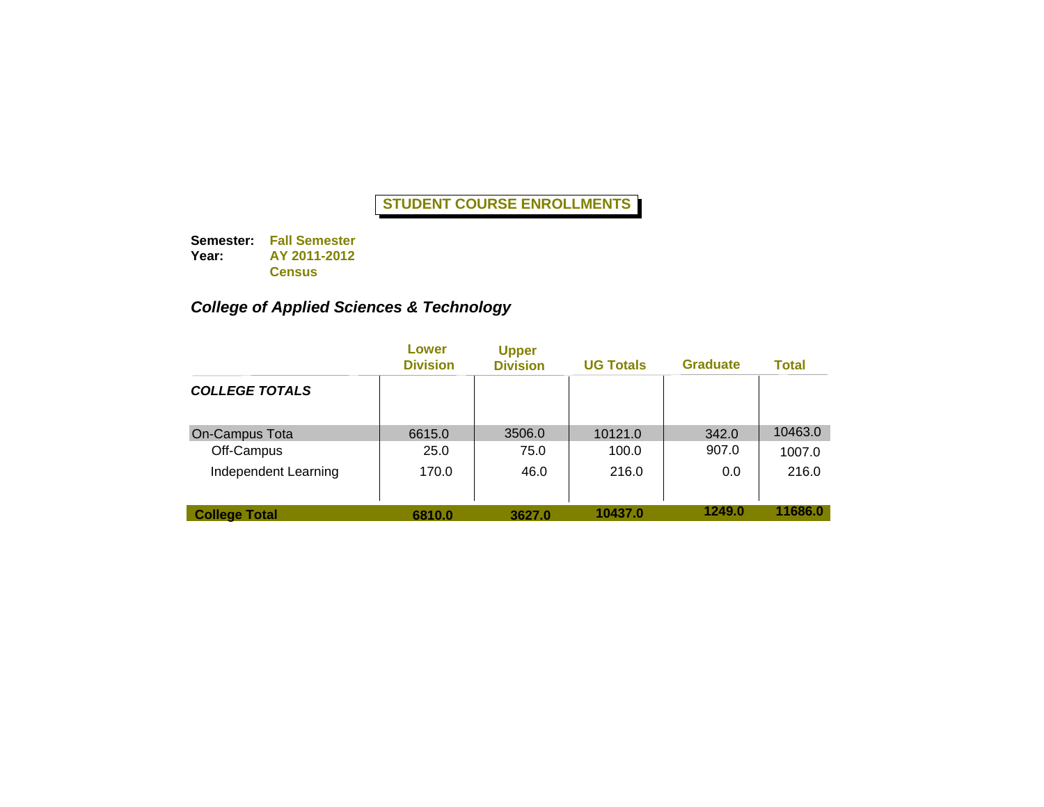# STUDENT COURSE ENROLLMENTS

**Semester:** **Fall Semester**
**Year:** **AY 2011-2012**
**Census**

### *College of Applied Sciences & Technology*

| | Lower Division | Upper Division | UG Totals | Graduate | Total |
|---|---|---|---|---|---|
| ***COLLEGE TOTALS*** | | | | | |
| On-Campus Tota | 6615.0 | 3506.0 | 10121.0 | 342.0 | 10463.0 |
| Off-Campus | 25.0 | 75.0 | 100.0 | 907.0 | 1007.0 |
| Independent Learning | 170.0 | 46.0 | 216.0 | 0.0 | 216.0 |
| **College Total** | **6810.0** | **3627.0** | **10437.0** | **1249.0** | **11686.0** |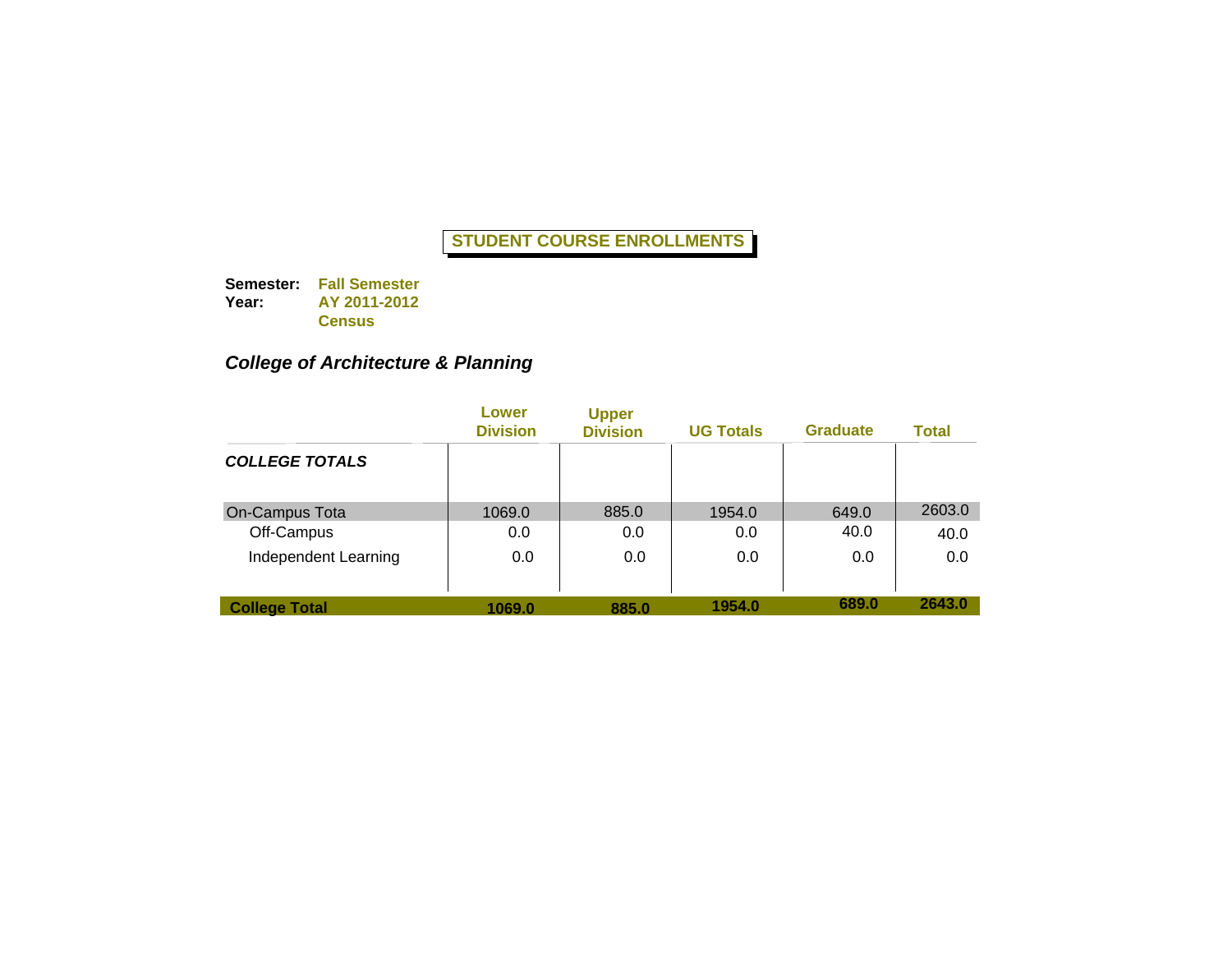# STUDENT COURSE ENROLLMENTS

**Semester:** **Fall Semester**
**Year:** **AY 2011-2012**
**Census**

## *College of Architecture & Planning*

| | Lower Division | Upper Division | UG Totals | Graduate | Total |
|---|---|---|---|---|---|
| ***COLLEGE TOTALS*** | | | | | |
| On-Campus Tota | 1069.0 | 885.0 | 1954.0 | 649.0 | 2603.0 |
| Off-Campus | 0.0 | 0.0 | 0.0 | 40.0 | 40.0 |
| Independent Learning | 0.0 | 0.0 | 0.0 | 0.0 | 0.0 |
| **College Total** | **1069.0** | **885.0** | **1954.0** | **689.0** | **2643.0** |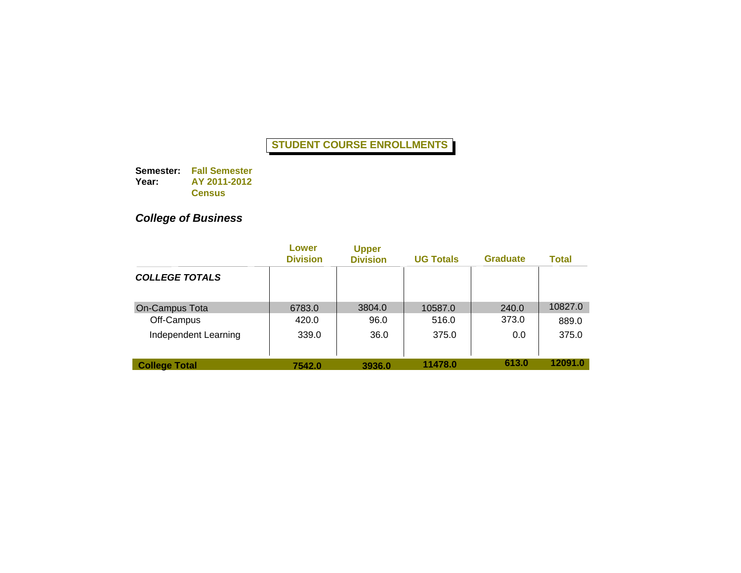**STUDENT COURSE ENROLLMENTS**

**Semester:** **Fall Semester**
**Year:** **AY 2011-2012**
**Census**

***College of Business***

| | Lower Division | Upper Division | UG Totals | Graduate | Total |
|---|---|---|---|---|---|
| ***COLLEGE TOTALS*** | | | | | |
| On-Campus Tota | 6783.0 | 3804.0 | 10587.0 | 240.0 | 10827.0 |
| Off-Campus | 420.0 | 96.0 | 516.0 | 373.0 | 889.0 |
| Independent Learning | 339.0 | 36.0 | 375.0 | 0.0 | 375.0 |
| **College Total** | **7542.0** | **3936.0** | **11478.0** | **613.0** | **12091.0** |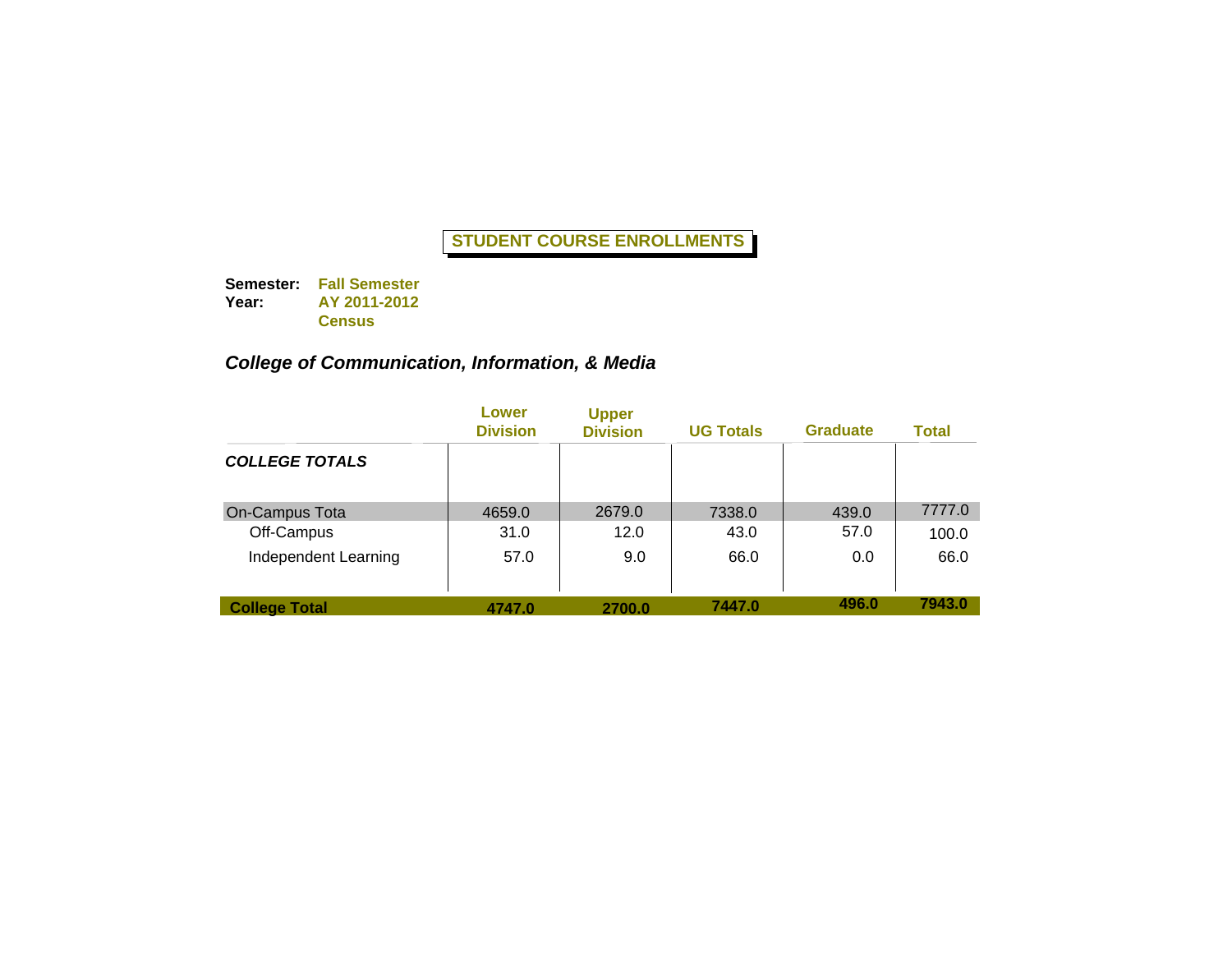**STUDENT COURSE ENROLLMENTS**

**Semester:** **Fall Semester**
**Year:** **AY 2011-2012**
**Census**

### *College of Communication, Information, & Media*

| | Lower Division | Upper Division | UG Totals | Graduate | Total |
|---|---|---|---|---|---|
| ***COLLEGE TOTALS*** | | | | | |
| On-Campus Tota | 4659.0 | 2679.0 | 7338.0 | 439.0 | 7777.0 |
| Off-Campus | 31.0 | 12.0 | 43.0 | 57.0 | 100.0 |
| Independent Learning | 57.0 | 9.0 | 66.0 | 0.0 | 66.0 |
| **College Total** | **4747.0** | **2700.0** | **7447.0** | **496.0** | **7943.0** |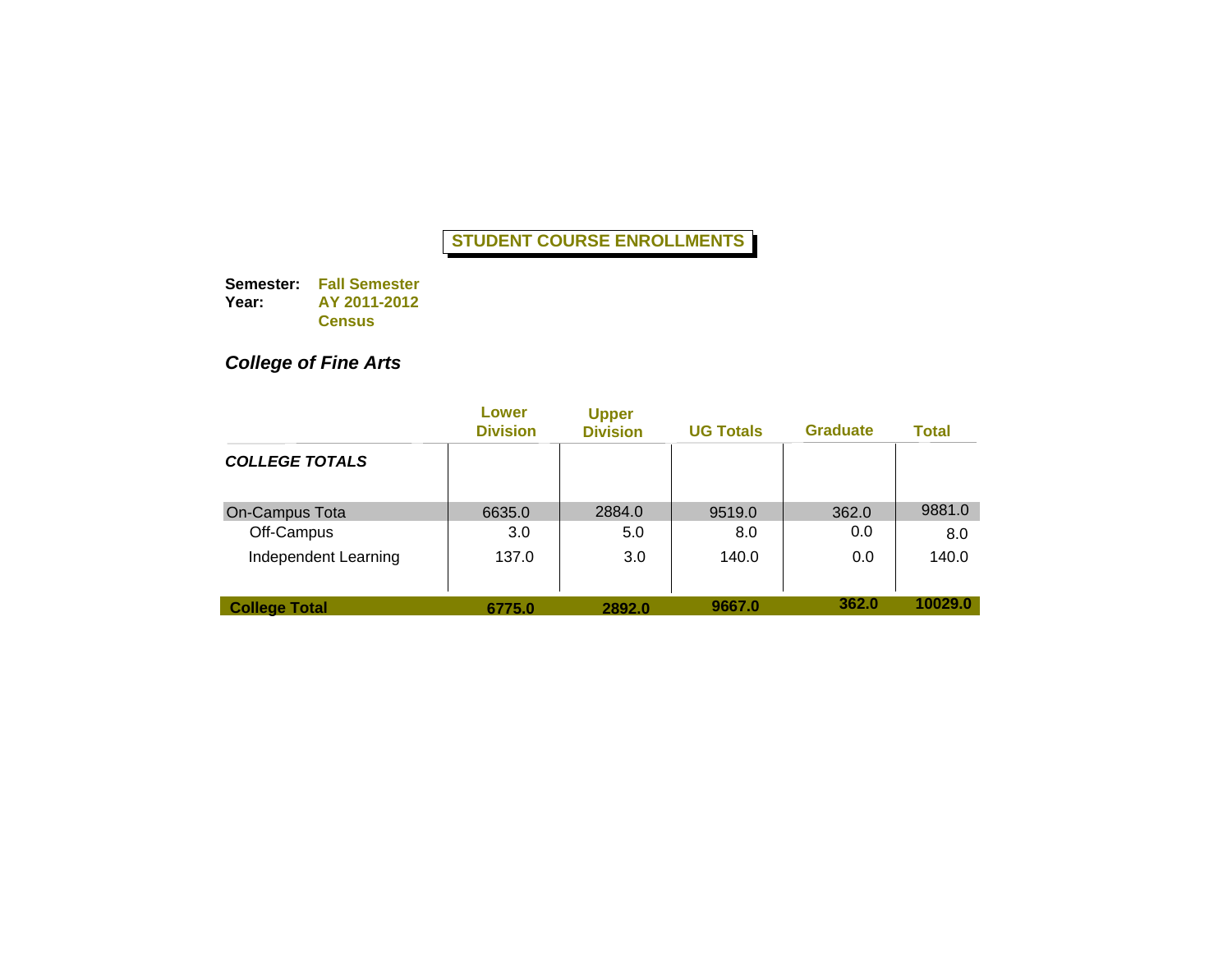# STUDENT COURSE ENROLLMENTS

**Semester:** **Fall Semester**
**Year:** **AY 2011-2012**
**Census**

## *College of Fine Arts*

| | Lower Division | Upper Division | UG Totals | Graduate | Total |
|---|---|---|---|---|---|
| ***COLLEGE TOTALS*** | | | | | |
| On-Campus Tota | 6635.0 | 2884.0 | 9519.0 | 362.0 | 9881.0 |
| Off-Campus | 3.0 | 5.0 | 8.0 | 0.0 | 8.0 |
| Independent Learning | 137.0 | 3.0 | 140.0 | 0.0 | 140.0 |
| **College Total** | **6775.0** | **2892.0** | **9667.0** | **362.0** | **10029.0** |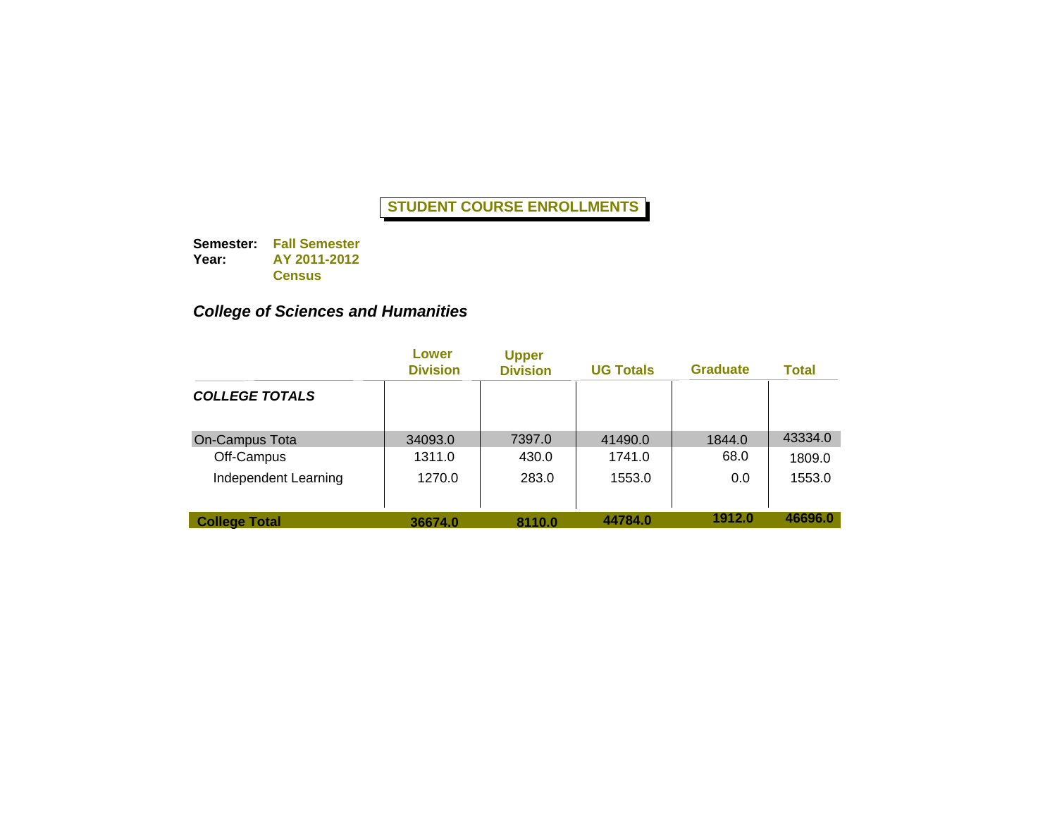**STUDENT COURSE ENROLLMENTS**

**Semester:** **Fall Semester**
**Year:** **AY 2011-2012**
**Census**

***College of Sciences and Humanities***

| | Lower Division | Upper Division | UG Totals | Graduate | Total |
|---|---|---|---|---|---|
| ***COLLEGE TOTALS*** | | | | | |
| On-Campus Tota | 34093.0 | 7397.0 | 41490.0 | 1844.0 | 43334.0 |
| Off-Campus | 1311.0 | 430.0 | 1741.0 | 68.0 | 1809.0 |
| Independent Learning | 1270.0 | 283.0 | 1553.0 | 0.0 | 1553.0 |
| **College Total** | **36674.0** | **8110.0** | **44784.0** | **1912.0** | **46696.0** |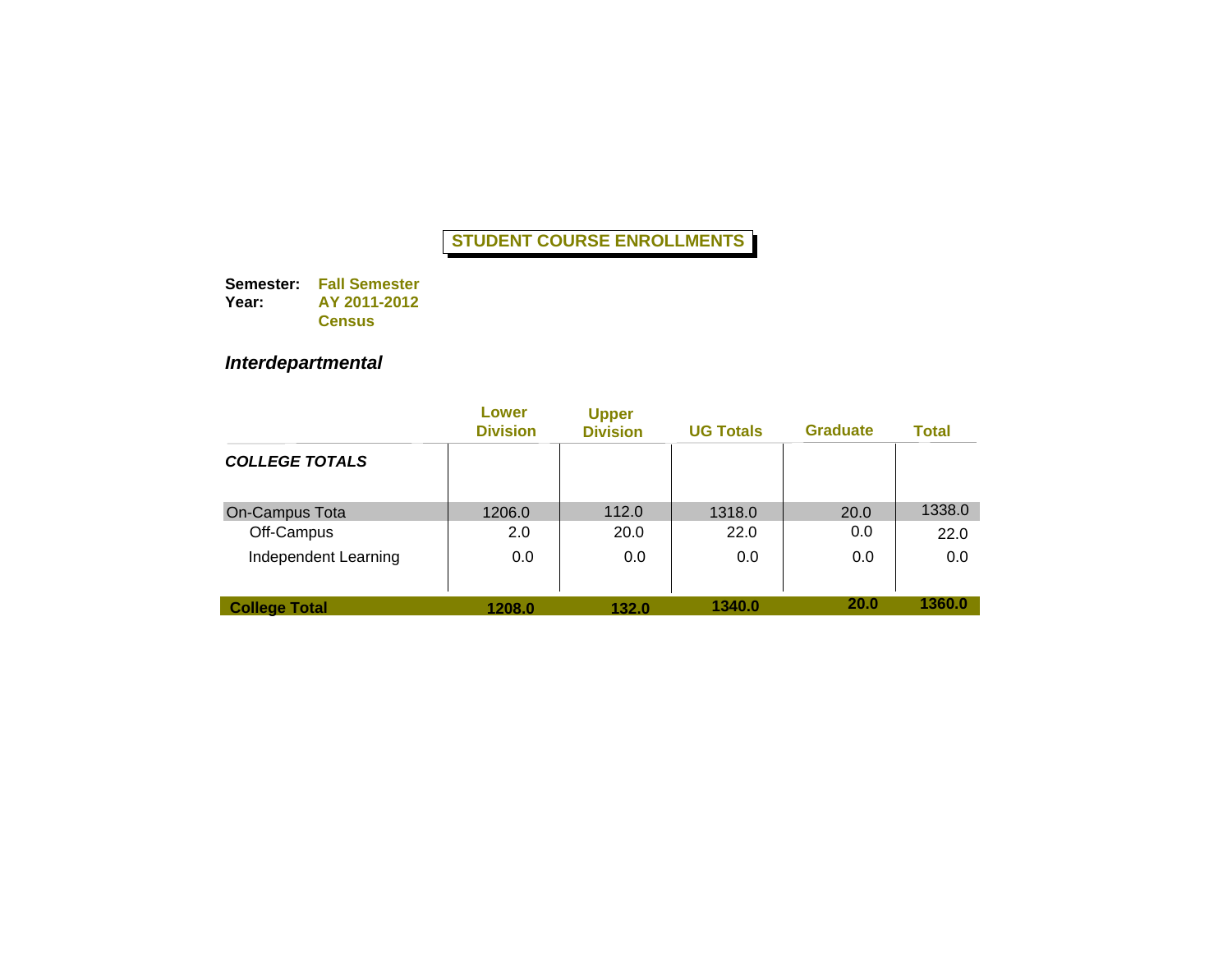# STUDENT COURSE ENROLLMENTS

**Semester:** **Fall Semester**
**Year:** **AY 2011-2012**
**Census**

## *Interdepartmental*

| | Lower Division | Upper Division | UG Totals | Graduate | Total |
|---|---|---|---|---|---|
| ***COLLEGE TOTALS*** | | | | | |
| On-Campus Tota | 1206.0 | 112.0 | 1318.0 | 20.0 | 1338.0 |
| Off-Campus | 2.0 | 20.0 | 22.0 | 0.0 | 22.0 |
| Independent Learning | 0.0 | 0.0 | 0.0 | 0.0 | 0.0 |
| **College Total** | **1208.0** | **132.0** | **1340.0** | **20.0** | **1360.0** |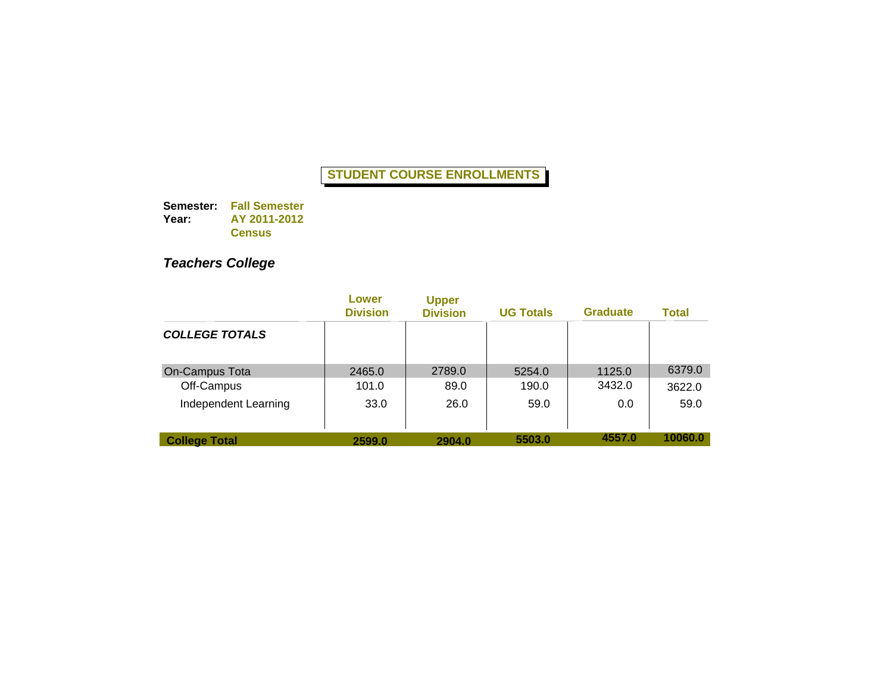# STUDENT COURSE ENROLLMENTS

**Semester:** **Fall Semester**
**Year:** **AY 2011-2012**
**Census**

***Teachers College***

| | Lower Division | Upper Division | UG Totals | Graduate | Total |
|---|---|---|---|---|---|
| ***COLLEGE TOTALS*** | | | | | |
| On-Campus Tota | 2465.0 | 2789.0 | 5254.0 | 1125.0 | 6379.0 |
| Off-Campus | 101.0 | 89.0 | 190.0 | 3432.0 | 3622.0 |
| Independent Learning | 33.0 | 26.0 | 59.0 | 0.0 | 59.0 |
| **College Total** | **2599.0** | **2904.0** | **5503.0** | **4557.0** | **10060.0** |